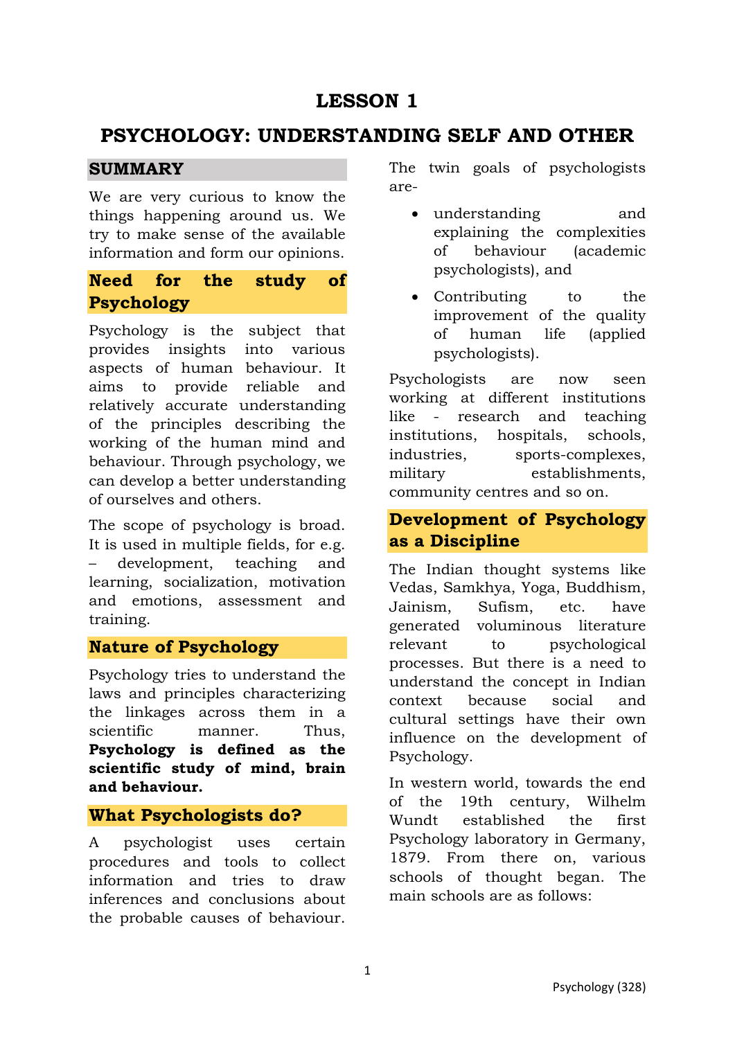# LESSON 1

# PSYCHOLOGY: UNDERSTANDING SELF AND OTHER

## SUMMARY

We are very curious to know the things happening around us. We try to make sense of the available information and form our opinions.

### Need for the study of Psychology

Psychology is the subject that provides insights into various aspects of human behaviour. It aims to provide reliable and relatively accurate understanding of the principles describing the working of the human mind and behaviour. Through psychology, we can develop a better understanding of ourselves and others.

The scope of psychology is broad. It is used in multiple fields, for e.g. – development, teaching and learning, socialization, motivation and emotions, assessment and training.

### Nature of Psychology

Psychology tries to understand the laws and principles characterizing the linkages across them in a scientific manner. Thus, **Psychology is defined as the scientific study of mind, brain and behaviour.**

### What Psychologists do?

A psychologist uses certain procedures and tools to collect information and tries to draw inferences and conclusions about the probable causes of behaviour.

The twin goals of psychologists are-

- understanding and explaining the complexities of behaviour (academic psychologists), and
- Contributing to the improvement of the quality of human life (applied psychologists).

Psychologists are now seen working at different institutions like - research and teaching institutions, hospitals, schools, industries, sports-complexes, military establishments, community centres and so on.

### Development of Psychology as a Discipline

The Indian thought systems like Vedas, Samkhya, Yoga, Buddhism, Jainism, Sufism, etc. have generated voluminous literature relevant to psychological processes. But there is a need to understand the concept in Indian context because social and cultural settings have their own influence on the development of Psychology.

In western world, towards the end of the 19th century, Wilhelm Wundt established the first Psychology laboratory in Germany, 1879. From there on, various schools of thought began. The main schools are as follows: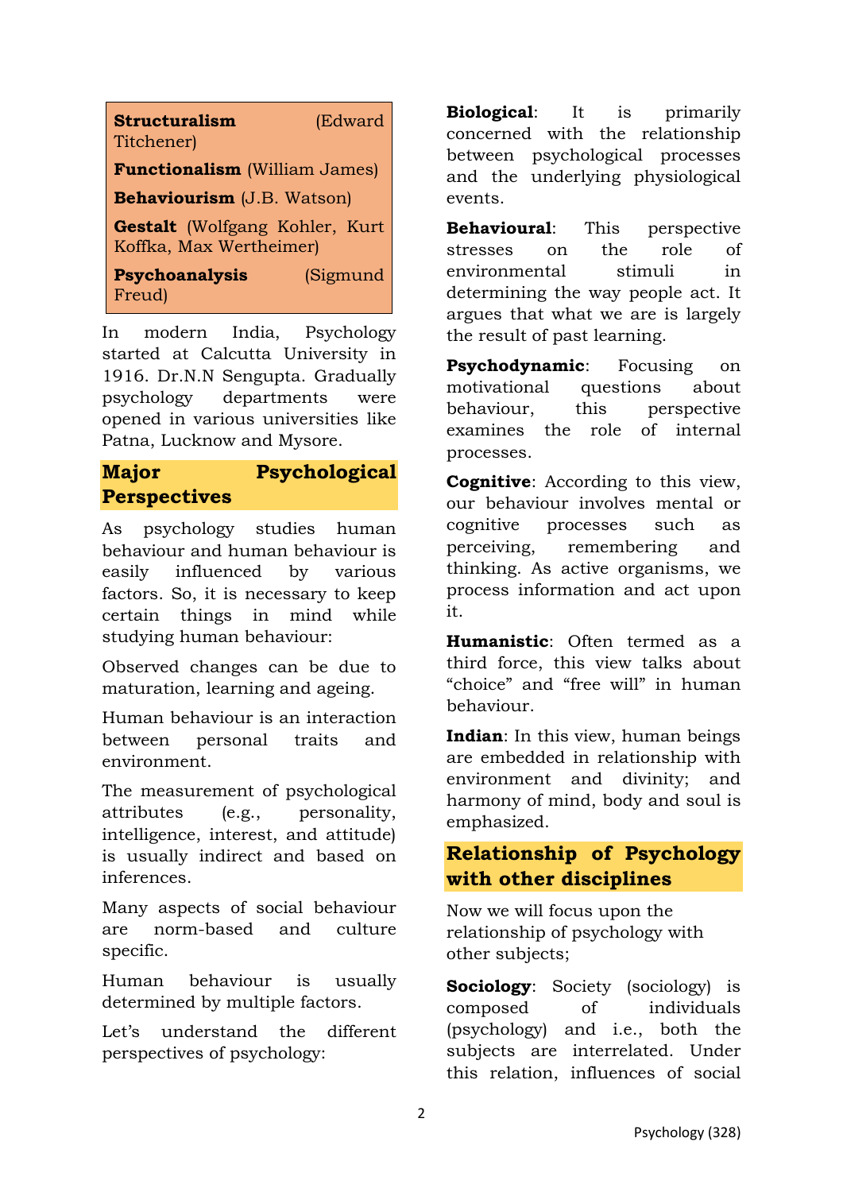**Structuralism** (Edward Titchener)

**Functionalism** (William James)

**Behaviourism** (J.B. Watson)

**Gestalt** (Wolfgang Kohler, Kurt Koffka, Max Wertheimer)

**Psychoanalysis** (Sigmund Freud)

In modern India, Psychology started at Calcutta University in 1916. Dr.N.N Sengupta. Gradually psychology departments were opened in various universities like Patna, Lucknow and Mysore.

## Major Psychological Perspectives

As psychology studies human behaviour and human behaviour is easily influenced by various factors. So, it is necessary to keep certain things in mind while studying human behaviour:

Observed changes can be due to maturation, learning and ageing.

Human behaviour is an interaction between personal traits and environment.

The measurement of psychological attributes (e.g., personality, intelligence, interest, and attitude) is usually indirect and based on inferences.

Many aspects of social behaviour are norm-based and culture specific.

Human behaviour is usually determined by multiple factors.

Let's understand the different perspectives of psychology:

**Biological**: It is primarily concerned with the relationship between psychological processes and the underlying physiological events.

**Behavioural**: This perspective stresses on the role of environmental stimuli in determining the way people act. It argues that what we are is largely the result of past learning.

**Psychodynamic**: Focusing on motivational questions about behaviour, this perspective examines the role of internal processes.

**Cognitive**: According to this view, our behaviour involves mental or cognitive processes such as perceiving, remembering and thinking. As active organisms, we process information and act upon it.

**Humanistic**: Often termed as a third force, this view talks about "choice" and "free will" in human behaviour.

**Indian**: In this view, human beings are embedded in relationship with environment and divinity; and harmony of mind, body and soul is emphasized.

## Relationship of Psychology with other disciplines

Now we will focus upon the relationship of psychology with other subjects;

**Sociology**: Society (sociology) is composed of individuals (psychology) and i.e., both the subjects are interrelated. Under this relation, influences of social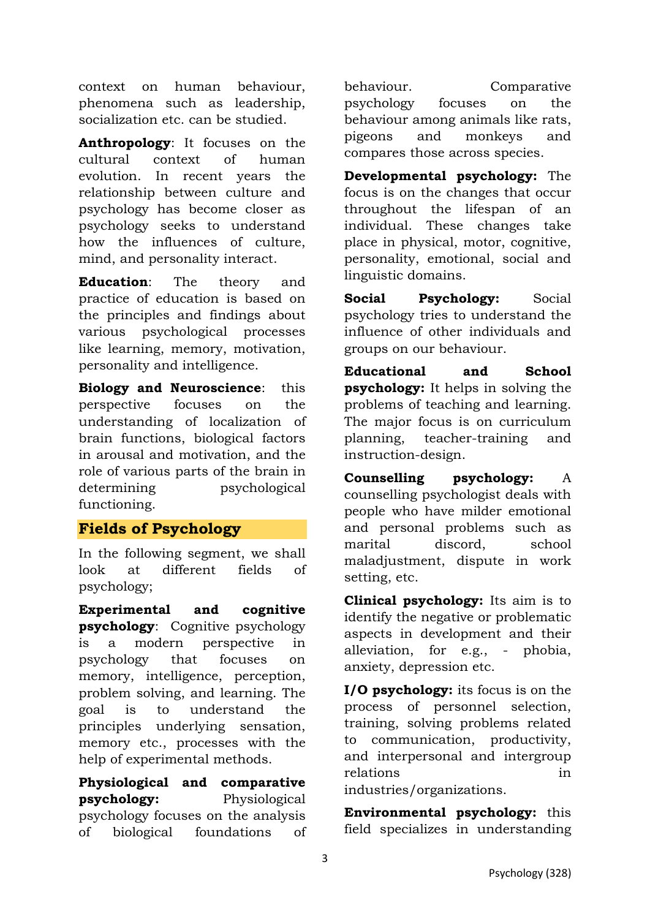context on human behaviour, phenomena such as leadership, socialization etc. can be studied.

**Anthropology**: It focuses on the cultural context of human evolution. In recent years the relationship between culture and psychology has become closer as psychology seeks to understand how the influences of culture, mind, and personality interact.

**Education**: The theory and practice of education is based on the principles and findings about various psychological processes like learning, memory, motivation, personality and intelligence.

**Biology and Neuroscience**: this perspective focuses on the understanding of localization of brain functions, biological factors in arousal and motivation, and the role of various parts of the brain in determining psychological functioning.

## Fields of Psychology

In the following segment, we shall look at different fields of psychology;

**Experimental and cognitive psychology**: Cognitive psychology is a modern perspective in psychology that focuses on memory, intelligence, perception, problem solving, and learning. The goal is to understand the principles underlying sensation, memory etc., processes with the help of experimental methods.

**Physiological and comparative psychology:** Physiological psychology focuses on the analysis of biological foundations of behaviour. Comparative psychology focuses on the behaviour among animals like rats, pigeons and monkeys and compares those across species.

**Developmental psychology:** The focus is on the changes that occur throughout the lifespan of an individual. These changes take place in physical, motor, cognitive, personality, emotional, social and linguistic domains.

**Social Psychology:** Social psychology tries to understand the influence of other individuals and groups on our behaviour.

**Educational and School psychology:** It helps in solving the problems of teaching and learning. The major focus is on curriculum planning, teacher-training and instruction-design.

**Counselling psychology:** A counselling psychologist deals with people who have milder emotional and personal problems such as marital discord, school maladjustment, dispute in work setting, etc.

**Clinical psychology:** Its aim is to identify the negative or problematic aspects in development and their alleviation, for e.g., - phobia, anxiety, depression etc.

**I/O psychology:** its focus is on the process of personnel selection, training, solving problems related to communication, productivity, and interpersonal and intergroup relations in industries/organizations.

**Environmental psychology:** this field specializes in understanding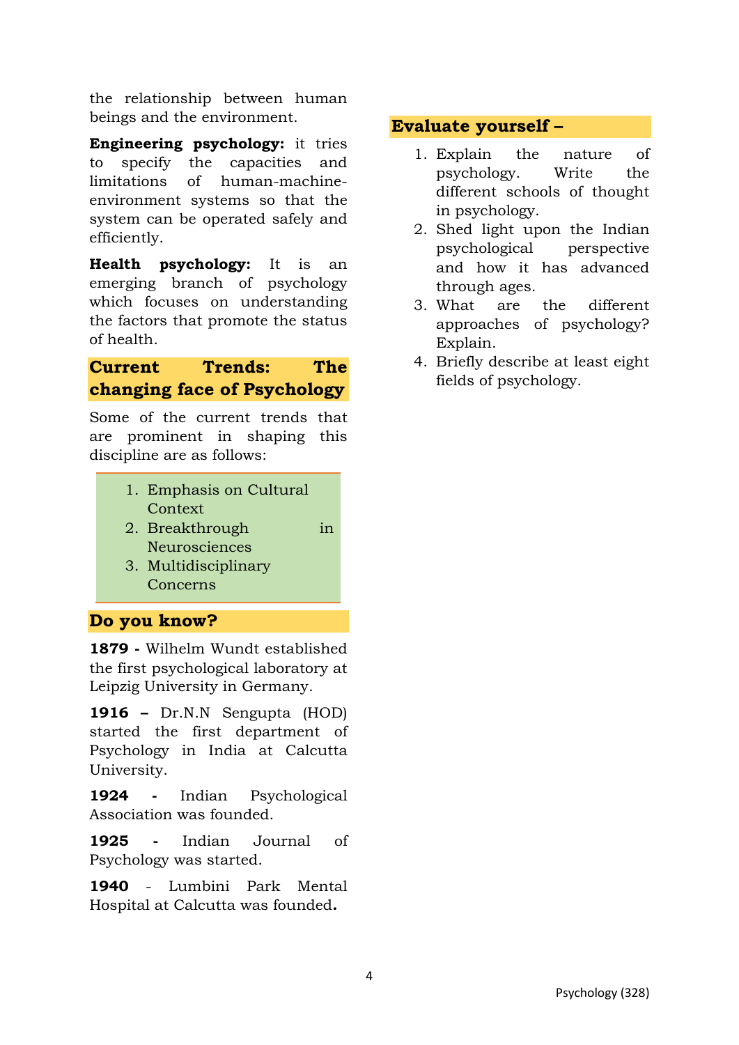the relationship between human beings and the environment.

**Engineering psychology:** it tries to specify the capacities and limitations of human-machine-environment systems so that the system can be operated safely and efficiently.

**Health psychology:** It is an emerging branch of psychology which focuses on understanding the factors that promote the status of health.

## Current Trends: The changing face of Psychology

Some of the current trends that are prominent in shaping this discipline are as follows:

1. Emphasis on Cultural Context
2. Breakthrough in Neurosciences
3. Multidisciplinary Concerns

## Do you know?

**1879 -** Wilhelm Wundt established the first psychological laboratory at Leipzig University in Germany.

**1916 –** Dr.N.N Sengupta (HOD) started the first department of Psychology in India at Calcutta University.

**1924 -** Indian Psychological Association was founded.

**1925 -** Indian Journal of Psychology was started.

**1940** - Lumbini Park Mental Hospital at Calcutta was founded.

## Evaluate yourself –

1. Explain the nature of psychology. Write the different schools of thought in psychology.
2. Shed light upon the Indian psychological perspective and how it has advanced through ages.
3. What are the different approaches of psychology? Explain.
4. Briefly describe at least eight fields of psychology.